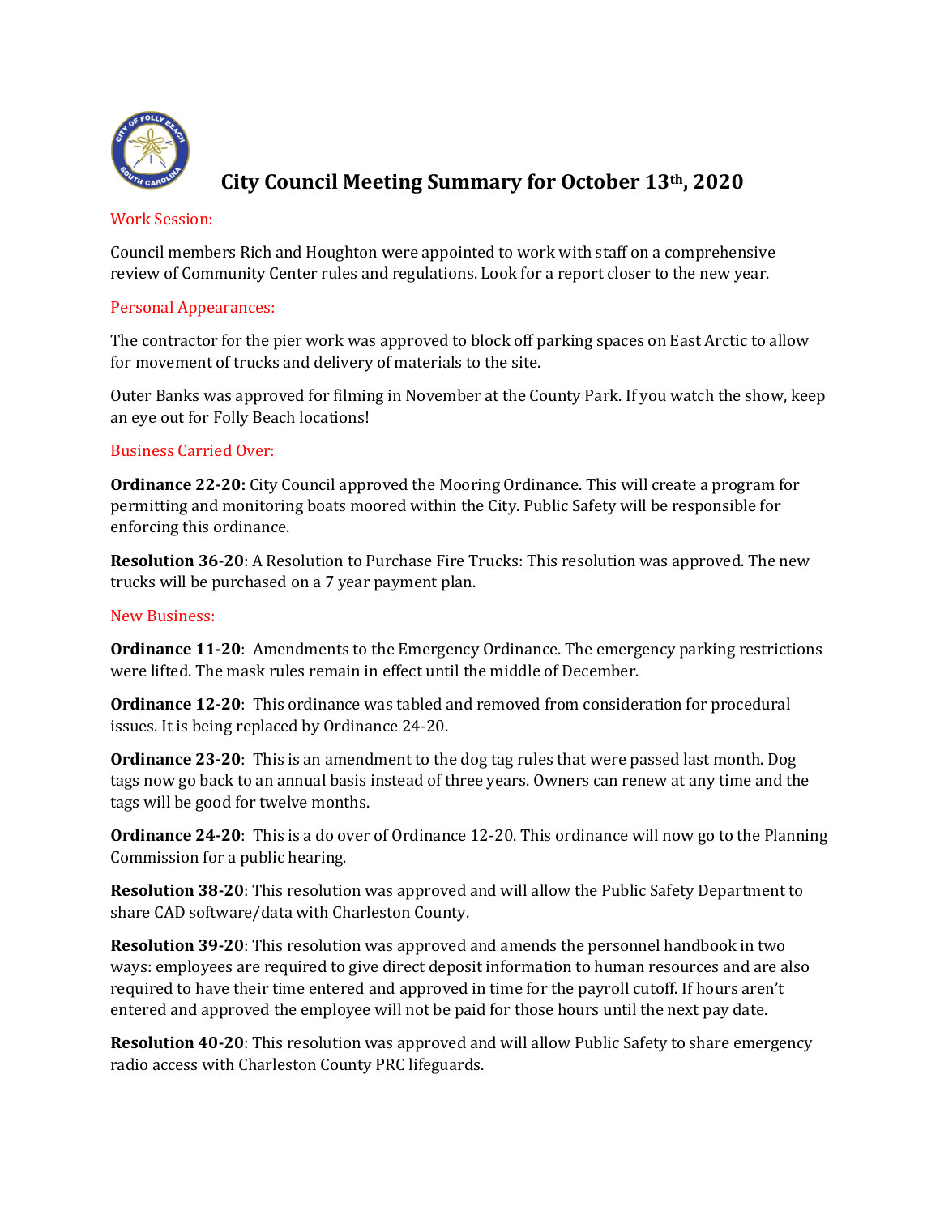# City Council Meeting Summary for October 13th, 2020

## Work Session:

Council members Rich and Houghton were appointed to work with staff on a comprehensive review of Community Center rules and regulations. Look for a report closer to the new year.

## Personal Appearances:

The contractor for the pier work was approved to block off parking spaces on East Arctic to allow for movement of trucks and delivery of materials to the site.

Outer Banks was approved for filming in November at the County Park. If you watch the show, keep an eye out for Folly Beach locations!

## Business Carried Over:

**Ordinance 22-20:** City Council approved the Mooring Ordinance. This will create a program for permitting and monitoring boats moored within the City. Public Safety will be responsible for enforcing this ordinance.

**Resolution 36-20**: A Resolution to Purchase Fire Trucks: This resolution was approved. The new trucks will be purchased on a 7 year payment plan.

## New Business:

**Ordinance 11-20**: Amendments to the Emergency Ordinance. The emergency parking restrictions were lifted. The mask rules remain in effect until the middle of December.

**Ordinance 12-20**: This ordinance was tabled and removed from consideration for procedural issues. It is being replaced by Ordinance 24-20.

**Ordinance 23-20**: This is an amendment to the dog tag rules that were passed last month. Dog tags now go back to an annual basis instead of three years. Owners can renew at any time and the tags will be good for twelve months.

**Ordinance 24-20**: This is a do over of Ordinance 12-20. This ordinance will now go to the Planning Commission for a public hearing.

**Resolution 38-20**: This resolution was approved and will allow the Public Safety Department to share CAD software/data with Charleston County.

**Resolution 39-20**: This resolution was approved and amends the personnel handbook in two ways: employees are required to give direct deposit information to human resources and are also required to have their time entered and approved in time for the payroll cutoff. If hours aren't entered and approved the employee will not be paid for those hours until the next pay date.

**Resolution 40-20**: This resolution was approved and will allow Public Safety to share emergency radio access with Charleston County PRC lifeguards.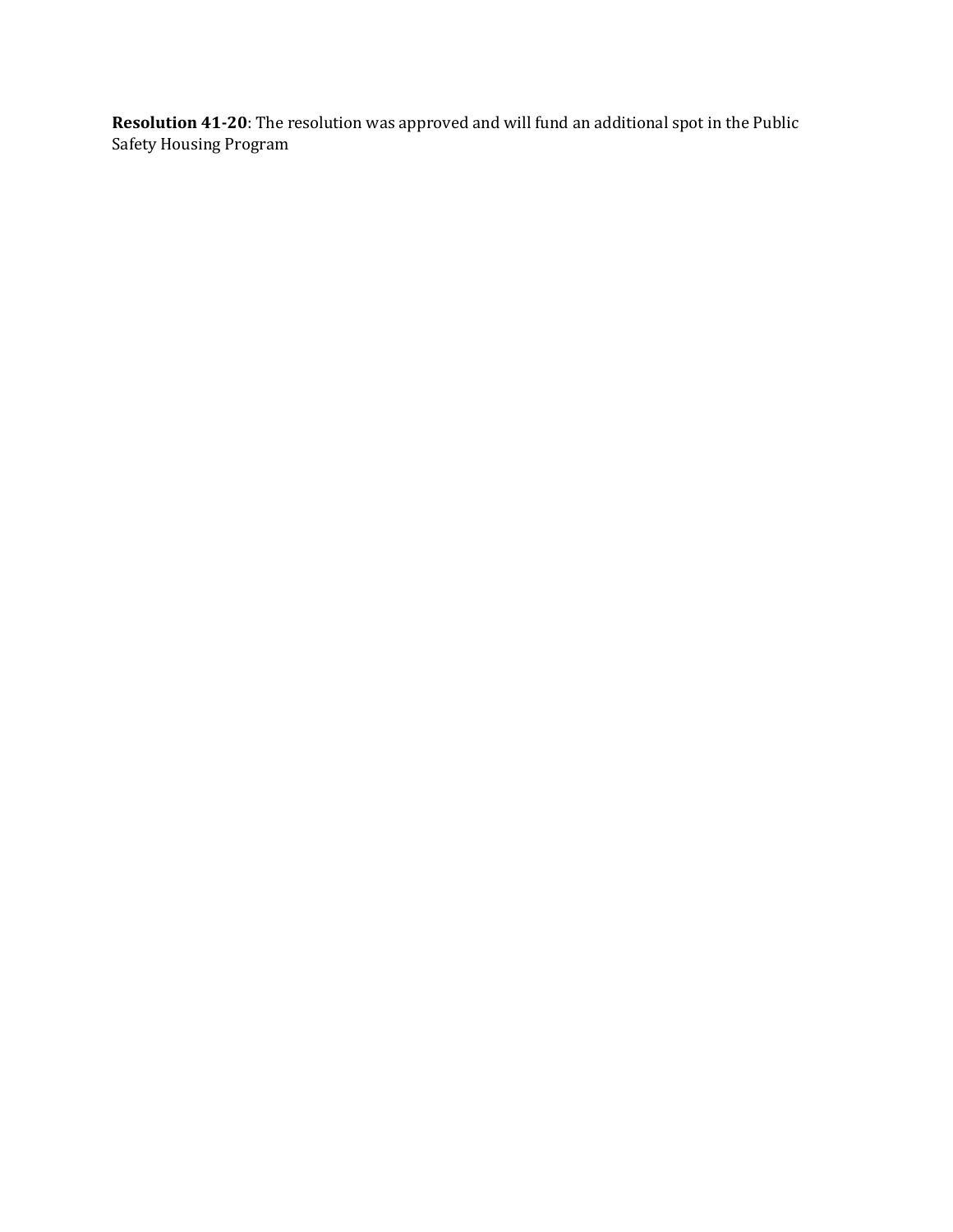**Resolution 41-20**: The resolution was approved and will fund an additional spot in the Public Safety Housing Program